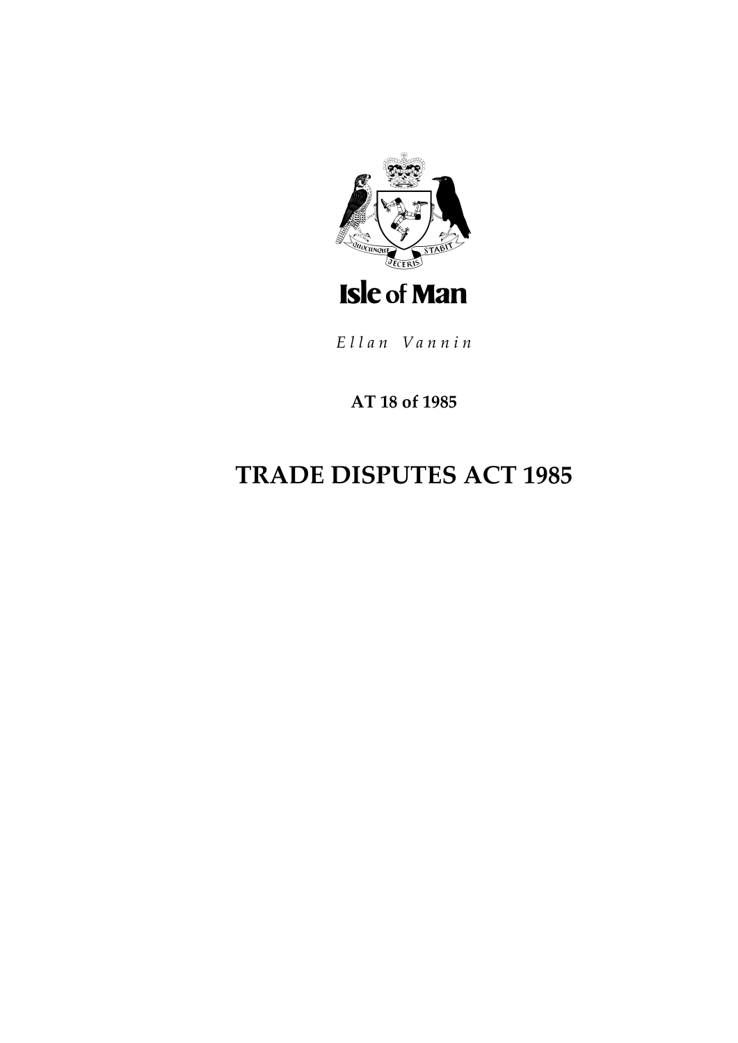Isle of Man

*Ellan Vannin*

**AT 18 of 1985**

# TRADE DISPUTES ACT 1985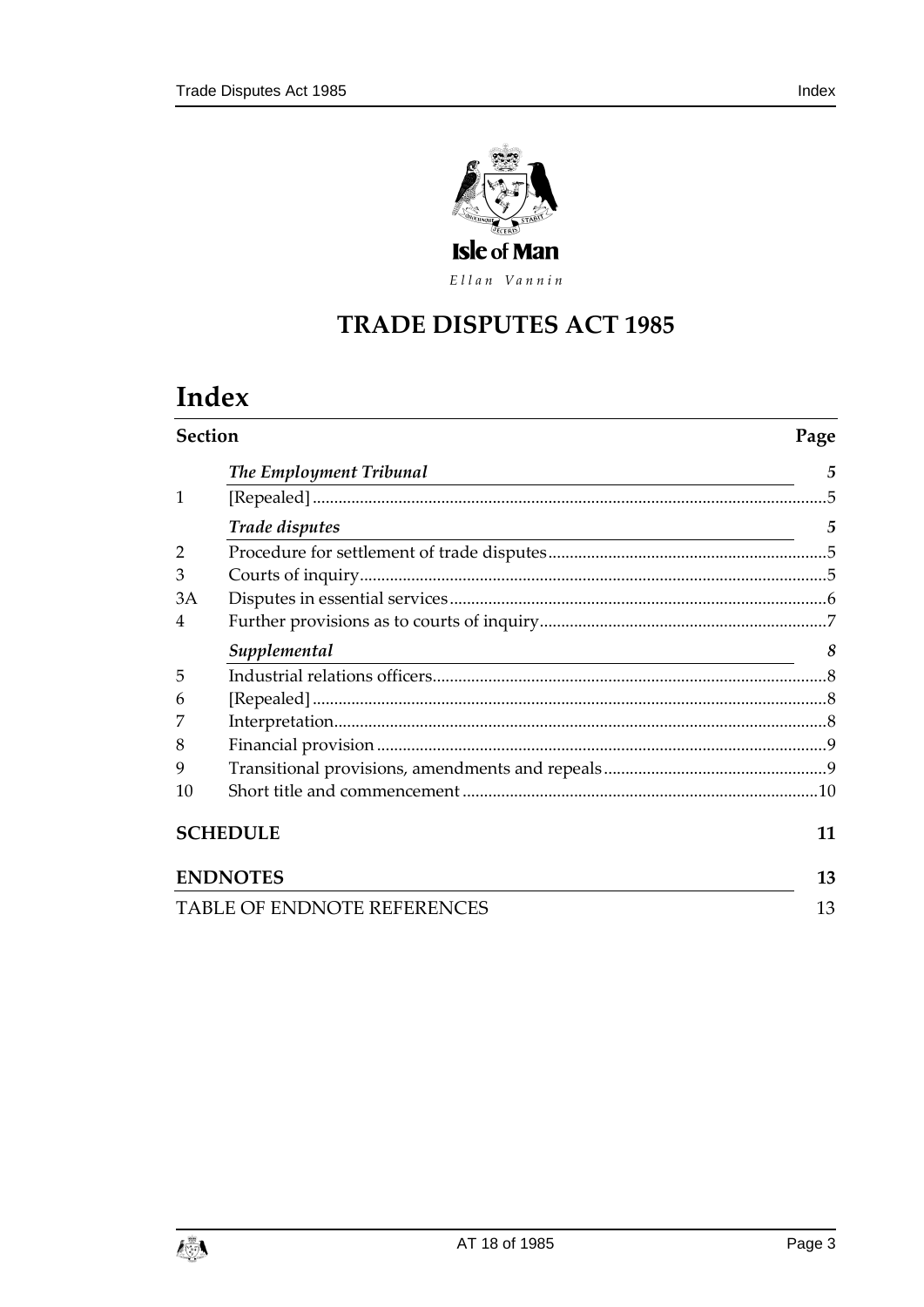Isle of Man

*Ellan Vannin*

# TRADE DISPUTES ACT 1985

## Index

| Section | | Page |
|---|---|---|
| | ***The Employment Tribunal*** | *5* |
| 1 | [Repealed] | 5 |
| | ***Trade disputes*** | *5* |
| 2 | Procedure for settlement of trade disputes | 5 |
| 3 | Courts of inquiry | 5 |
| 3A | Disputes in essential services | 6 |
| 4 | Further provisions as to courts of inquiry | 7 |
| | ***Supplemental*** | *8* |
| 5 | Industrial relations officers | 8 |
| 6 | [Repealed] | 8 |
| 7 | Interpretation | 8 |
| 8 | Financial provision | 9 |
| 9 | Transitional provisions, amendments and repeals | 9 |
| 10 | Short title and commencement | 10 |
| **SCHEDULE** | | **11** |
| **ENDNOTES** | | **13** |
| TABLE OF ENDNOTE REFERENCES | | 13 |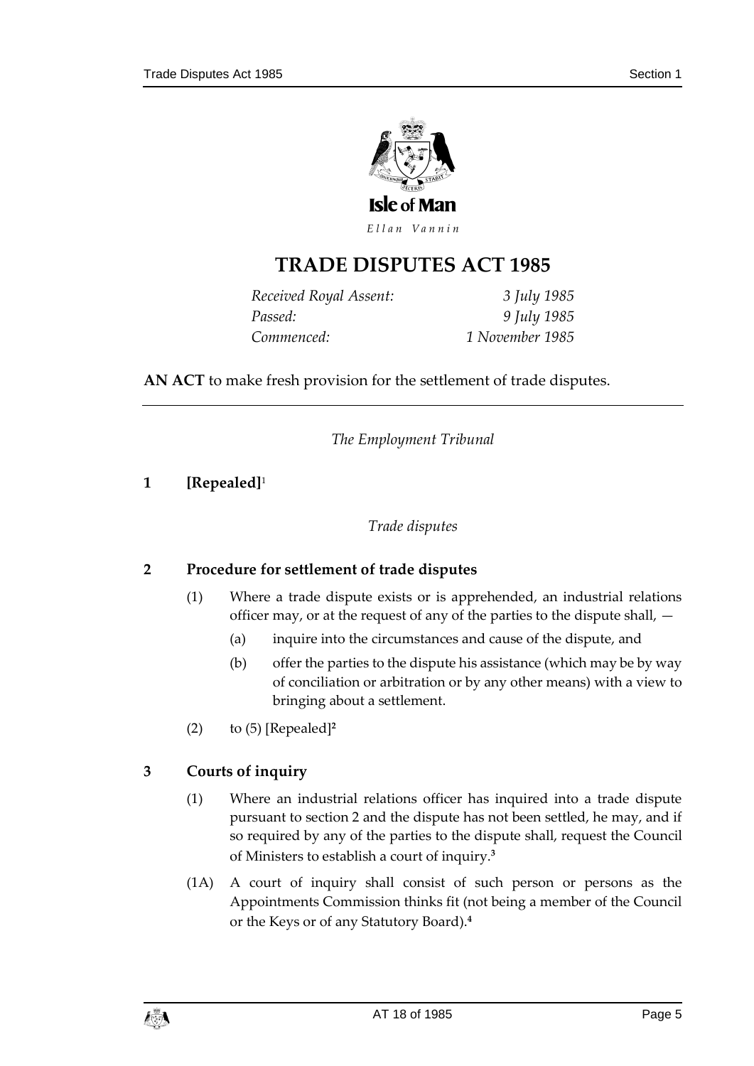# TRADE DISPUTES ACT 1985

*Received Royal Assent:* *3 July 1985*
*Passed:* *9 July 1985*
*Commenced:* *1 November 1985*

**AN ACT** to make fresh provision for the settlement of trade disputes.

---

*The Employment Tribunal*

## 1 [Repealed][1]

*Trade disputes*

## 2 Procedure for settlement of trade disputes

(1) Where a trade dispute exists or is apprehended, an industrial relations officer may, or at the request of any of the parties to the dispute shall, —

(a) inquire into the circumstances and cause of the dispute, and

(b) offer the parties to the dispute his assistance (which may be by way of conciliation or arbitration or by any other means) with a view to bringing about a settlement.

(2) to (5) [Repealed][2]

## 3 Courts of inquiry

(1) Where an industrial relations officer has inquired into a trade dispute pursuant to section 2 and the dispute has not been settled, he may, and if so required by any of the parties to the dispute shall, request the Council of Ministers to establish a court of inquiry.[3]

(1A) A court of inquiry shall consist of such person or persons as the Appointments Commission thinks fit (not being a member of the Council or the Keys or of any Statutory Board).[4]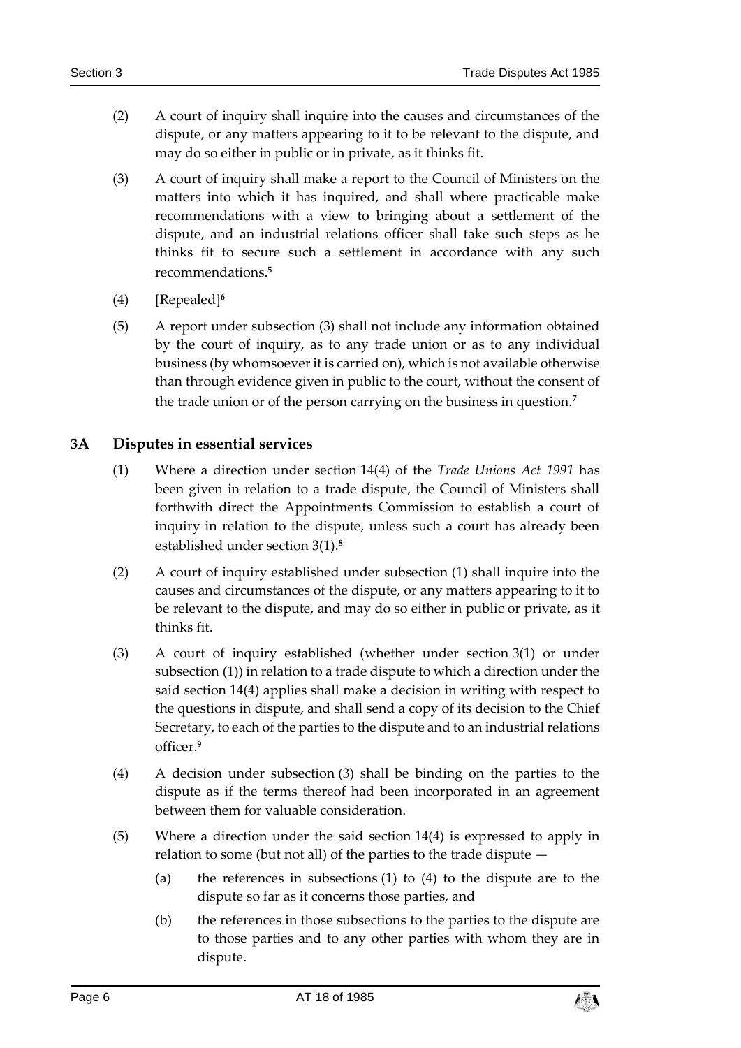(2) A court of inquiry shall inquire into the causes and circumstances of the dispute, or any matters appearing to it to be relevant to the dispute, and may do so either in public or in private, as it thinks fit.

(3) A court of inquiry shall make a report to the Council of Ministers on the matters into which it has inquired, and shall where practicable make recommendations with a view to bringing about a settlement of the dispute, and an industrial relations officer shall take such steps as he thinks fit to secure such a settlement in accordance with any such recommendations.[5]

(4) [Repealed][6]

(5) A report under subsection (3) shall not include any information obtained by the court of inquiry, as to any trade union or as to any individual business (by whomsoever it is carried on), which is not available otherwise than through evidence given in public to the court, without the consent of the trade union or of the person carrying on the business in question.[7]

## 3A Disputes in essential services

(1) Where a direction under section 14(4) of the *Trade Unions Act 1991* has been given in relation to a trade dispute, the Council of Ministers shall forthwith direct the Appointments Commission to establish a court of inquiry in relation to the dispute, unless such a court has already been established under section 3(1).[8]

(2) A court of inquiry established under subsection (1) shall inquire into the causes and circumstances of the dispute, or any matters appearing to it to be relevant to the dispute, and may do so either in public or private, as it thinks fit.

(3) A court of inquiry established (whether under section 3(1) or under subsection (1)) in relation to a trade dispute to which a direction under the said section 14(4) applies shall make a decision in writing with respect to the questions in dispute, and shall send a copy of its decision to the Chief Secretary, to each of the parties to the dispute and to an industrial relations officer.[9]

(4) A decision under subsection (3) shall be binding on the parties to the dispute as if the terms thereof had been incorporated in an agreement between them for valuable consideration.

(5) Where a direction under the said section 14(4) is expressed to apply in relation to some (but not all) of the parties to the trade dispute —

  (a) the references in subsections (1) to (4) to the dispute are to the dispute so far as it concerns those parties, and

  (b) the references in those subsections to the parties to the dispute are to those parties and to any other parties with whom they are in dispute.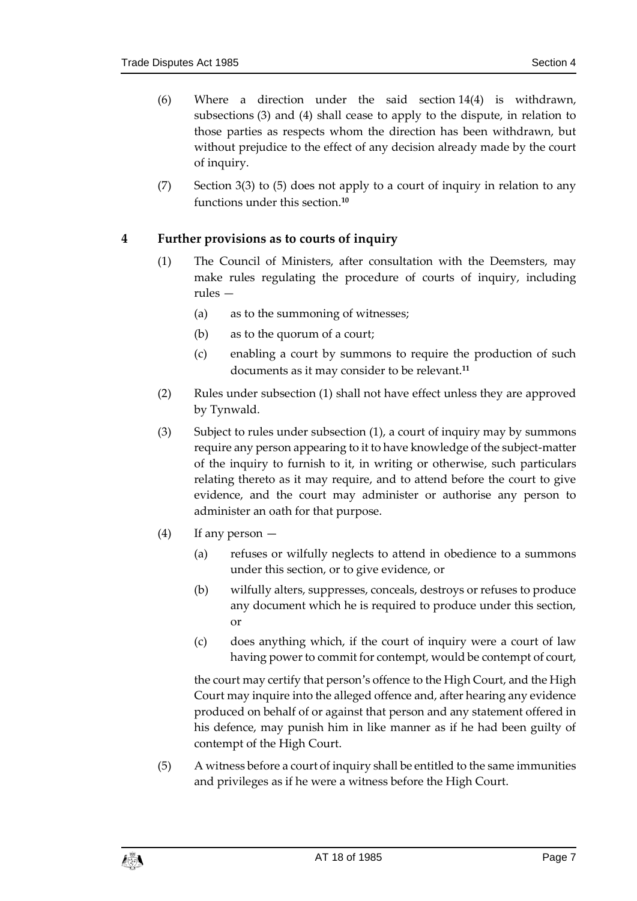(6) Where a direction under the said section 14(4) is withdrawn, subsections (3) and (4) shall cease to apply to the dispute, in relation to those parties as respects whom the direction has been withdrawn, but without prejudice to the effect of any decision already made by the court of inquiry.

(7) Section 3(3) to (5) does not apply to a court of inquiry in relation to any functions under this section.[10]

## 4 Further provisions as to courts of inquiry

(1) The Council of Ministers, after consultation with the Deemsters, may make rules regulating the procedure of courts of inquiry, including rules —

(a) as to the summoning of witnesses;

(b) as to the quorum of a court;

(c) enabling a court by summons to require the production of such documents as it may consider to be relevant.[11]

(2) Rules under subsection (1) shall not have effect unless they are approved by Tynwald.

(3) Subject to rules under subsection (1), a court of inquiry may by summons require any person appearing to it to have knowledge of the subject-matter of the inquiry to furnish to it, in writing or otherwise, such particulars relating thereto as it may require, and to attend before the court to give evidence, and the court may administer or authorise any person to administer an oath for that purpose.

(4) If any person —

(a) refuses or wilfully neglects to attend in obedience to a summons under this section, or to give evidence, or

(b) wilfully alters, suppresses, conceals, destroys or refuses to produce any document which he is required to produce under this section, or

(c) does anything which, if the court of inquiry were a court of law having power to commit for contempt, would be contempt of court,

the court may certify that person's offence to the High Court, and the High Court may inquire into the alleged offence and, after hearing any evidence produced on behalf of or against that person and any statement offered in his defence, may punish him in like manner as if he had been guilty of contempt of the High Court.

(5) A witness before a court of inquiry shall be entitled to the same immunities and privileges as if he were a witness before the High Court.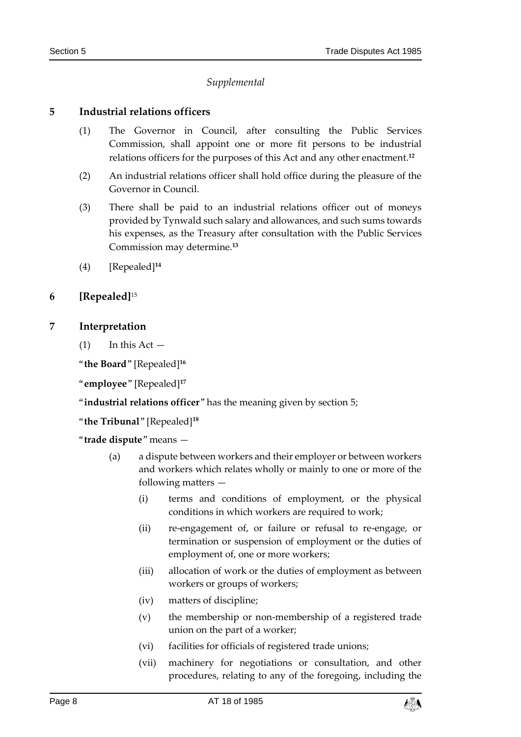*Supplemental*

## 5 Industrial relations officers

(1) The Governor in Council, after consulting the Public Services Commission, shall appoint one or more fit persons to be industrial relations officers for the purposes of this Act and any other enactment.[12]

(2) An industrial relations officer shall hold office during the pleasure of the Governor in Council.

(3) There shall be paid to an industrial relations officer out of moneys provided by Tynwald such salary and allowances, and such sums towards his expenses, as the Treasury after consultation with the Public Services Commission may determine.[13]

(4) [Repealed][14]

## 6 [Repealed][15]

## 7 Interpretation

(1) In this Act —

"**the Board**" [Repealed][16]

"**employee**" [Repealed][17]

"**industrial relations officer**" has the meaning given by section 5;

"**the Tribunal**" [Repealed][18]

"**trade dispute**" means —

(a) a dispute between workers and their employer or between workers and workers which relates wholly or mainly to one or more of the following matters —

(i) terms and conditions of employment, or the physical conditions in which workers are required to work;

(ii) re-engagement of, or failure or refusal to re-engage, or termination or suspension of employment or the duties of employment of, one or more workers;

(iii) allocation of work or the duties of employment as between workers or groups of workers;

(iv) matters of discipline;

(v) the membership or non-membership of a registered trade union on the part of a worker;

(vi) facilities for officials of registered trade unions;

(vii) machinery for negotiations or consultation, and other procedures, relating to any of the foregoing, including the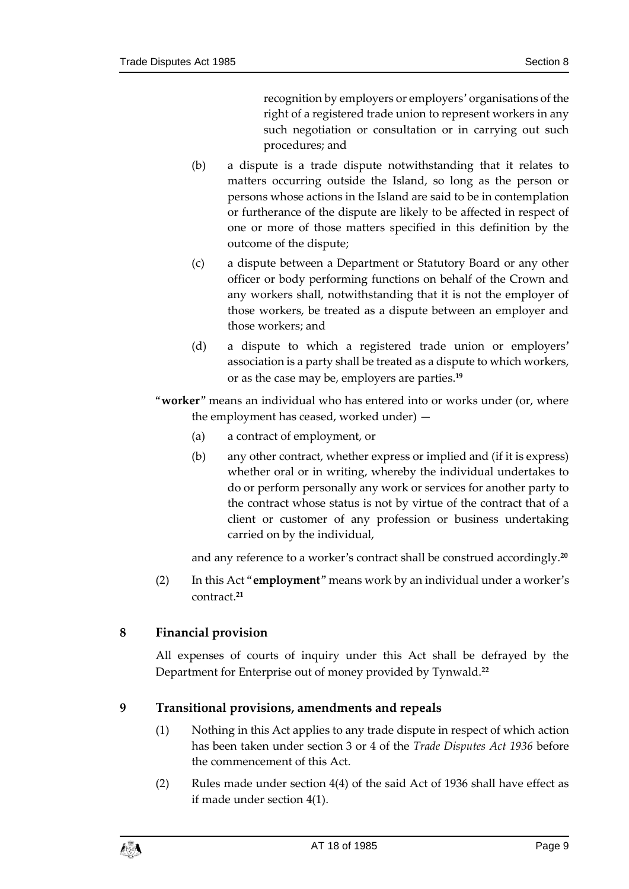recognition by employers or employers' organisations of the right of a registered trade union to represent workers in any such negotiation or consultation or in carrying out such procedures; and

(b) a dispute is a trade dispute notwithstanding that it relates to matters occurring outside the Island, so long as the person or persons whose actions in the Island are said to be in contemplation or furtherance of the dispute are likely to be affected in respect of one or more of those matters specified in this definition by the outcome of the dispute;

(c) a dispute between a Department or Statutory Board or any other officer or body performing functions on behalf of the Crown and any workers shall, notwithstanding that it is not the employer of those workers, be treated as a dispute between an employer and those workers; and

(d) a dispute to which a registered trade union or employers' association is a party shall be treated as a dispute to which workers, or as the case may be, employers are parties.[19]

"**worker**" means an individual who has entered into or works under (or, where the employment has ceased, worked under) —

(a) a contract of employment, or

(b) any other contract, whether express or implied and (if it is express) whether oral or in writing, whereby the individual undertakes to do or perform personally any work or services for another party to the contract whose status is not by virtue of the contract that of a client or customer of any profession or business undertaking carried on by the individual,

and any reference to a worker's contract shall be construed accordingly.[20]

(2) In this Act "**employment**" means work by an individual under a worker's contract.[21]

## 8 Financial provision

All expenses of courts of inquiry under this Act shall be defrayed by the Department for Enterprise out of money provided by Tynwald.[22]

## 9 Transitional provisions, amendments and repeals

(1) Nothing in this Act applies to any trade dispute in respect of which action has been taken under section 3 or 4 of the *Trade Disputes Act 1936* before the commencement of this Act.

(2) Rules made under section 4(4) of the said Act of 1936 shall have effect as if made under section 4(1).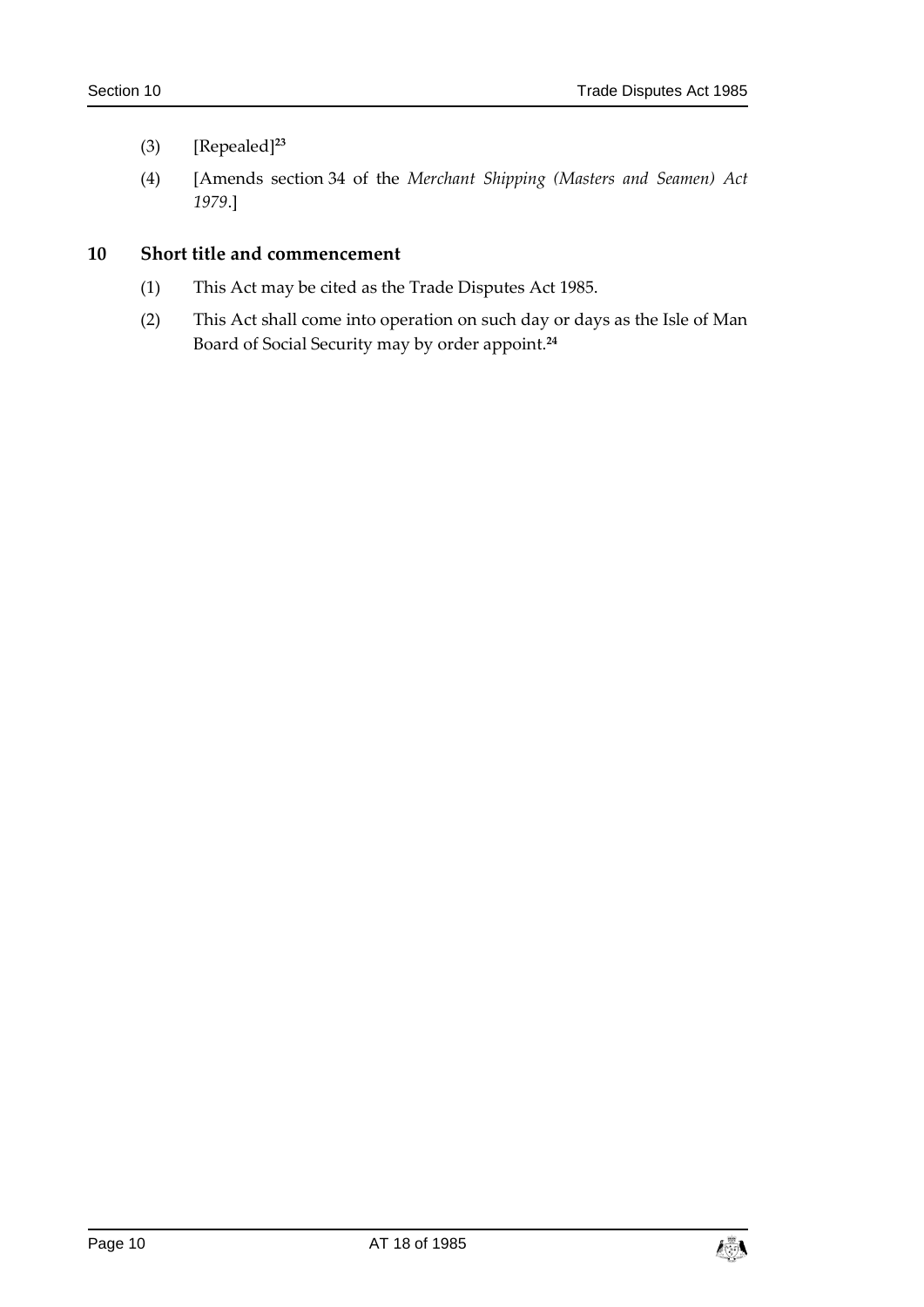(3) [Repealed][23]

(4) [Amends section 34 of the *Merchant Shipping (Masters and Seamen) Act 1979*.]

## 10 Short title and commencement

(1) This Act may be cited as the Trade Disputes Act 1985.

(2) This Act shall come into operation on such day or days as the Isle of Man Board of Social Security may by order appoint.[24]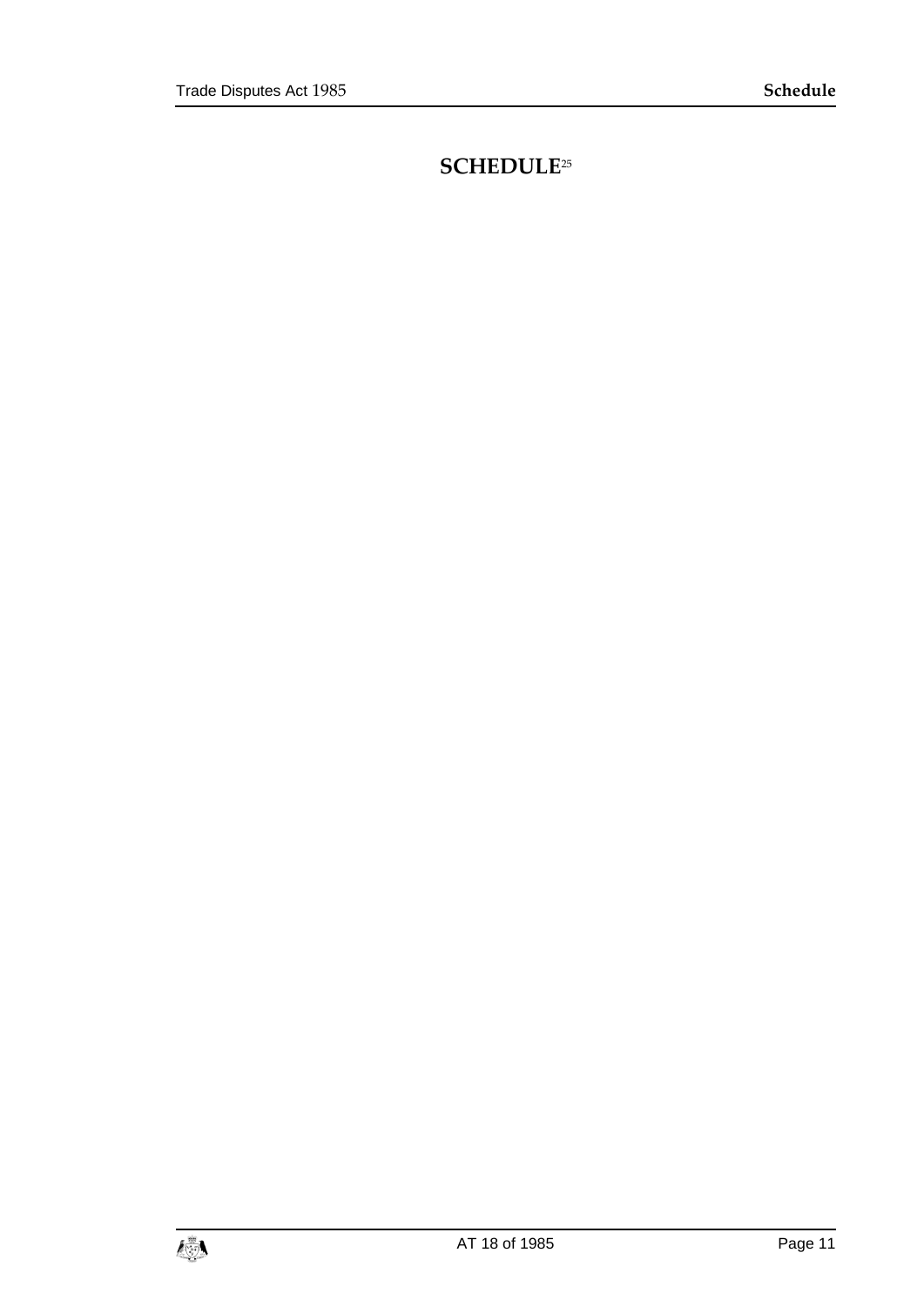# SCHEDULE[25]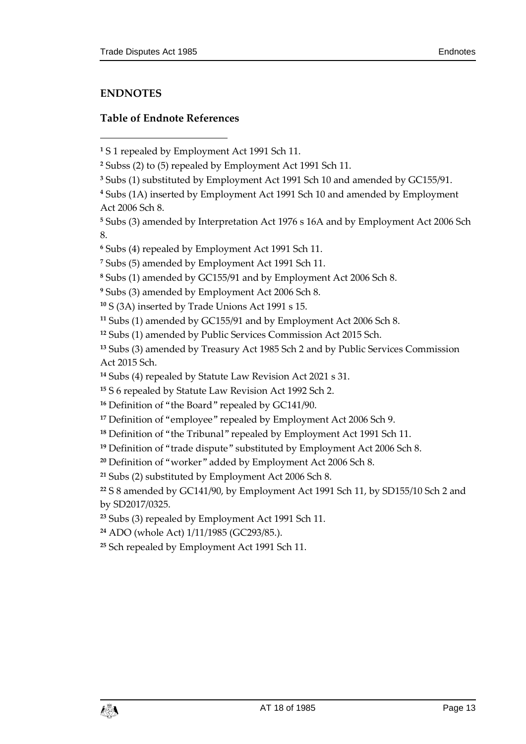## ENDNOTES

### Table of Endnote References

[1] S 1 repealed by Employment Act 1991 Sch 11.

[2] Subss (2) to (5) repealed by Employment Act 1991 Sch 11.

[3] Subs (1) substituted by Employment Act 1991 Sch 10 and amended by GC155/91.

[4] Subs (1A) inserted by Employment Act 1991 Sch 10 and amended by Employment Act 2006 Sch 8.

[5] Subs (3) amended by Interpretation Act 1976 s 16A and by Employment Act 2006 Sch 8.

[6] Subs (4) repealed by Employment Act 1991 Sch 11.

[7] Subs (5) amended by Employment Act 1991 Sch 11.

[8] Subs (1) amended by GC155/91 and by Employment Act 2006 Sch 8.

[9] Subs (3) amended by Employment Act 2006 Sch 8.

[10] S (3A) inserted by Trade Unions Act 1991 s 15.

[11] Subs (1) amended by GC155/91 and by Employment Act 2006 Sch 8.

[12] Subs (1) amended by Public Services Commission Act 2015 Sch.

[13] Subs (3) amended by Treasury Act 1985 Sch 2 and by Public Services Commission Act 2015 Sch.

[14] Subs (4) repealed by Statute Law Revision Act 2021 s 31.

[15] S 6 repealed by Statute Law Revision Act 1992 Sch 2.

[16] Definition of "the Board" repealed by GC141/90.

[17] Definition of "employee" repealed by Employment Act 2006 Sch 9.

[18] Definition of "the Tribunal" repealed by Employment Act 1991 Sch 11.

[19] Definition of "trade dispute" substituted by Employment Act 2006 Sch 8.

[20] Definition of "worker" added by Employment Act 2006 Sch 8.

[21] Subs (2) substituted by Employment Act 2006 Sch 8.

[22] S 8 amended by GC141/90, by Employment Act 1991 Sch 11, by SD155/10 Sch 2 and by SD2017/0325.

[23] Subs (3) repealed by Employment Act 1991 Sch 11.

[24] ADO (whole Act) 1/11/1985 (GC293/85.).

[25] Sch repealed by Employment Act 1991 Sch 11.